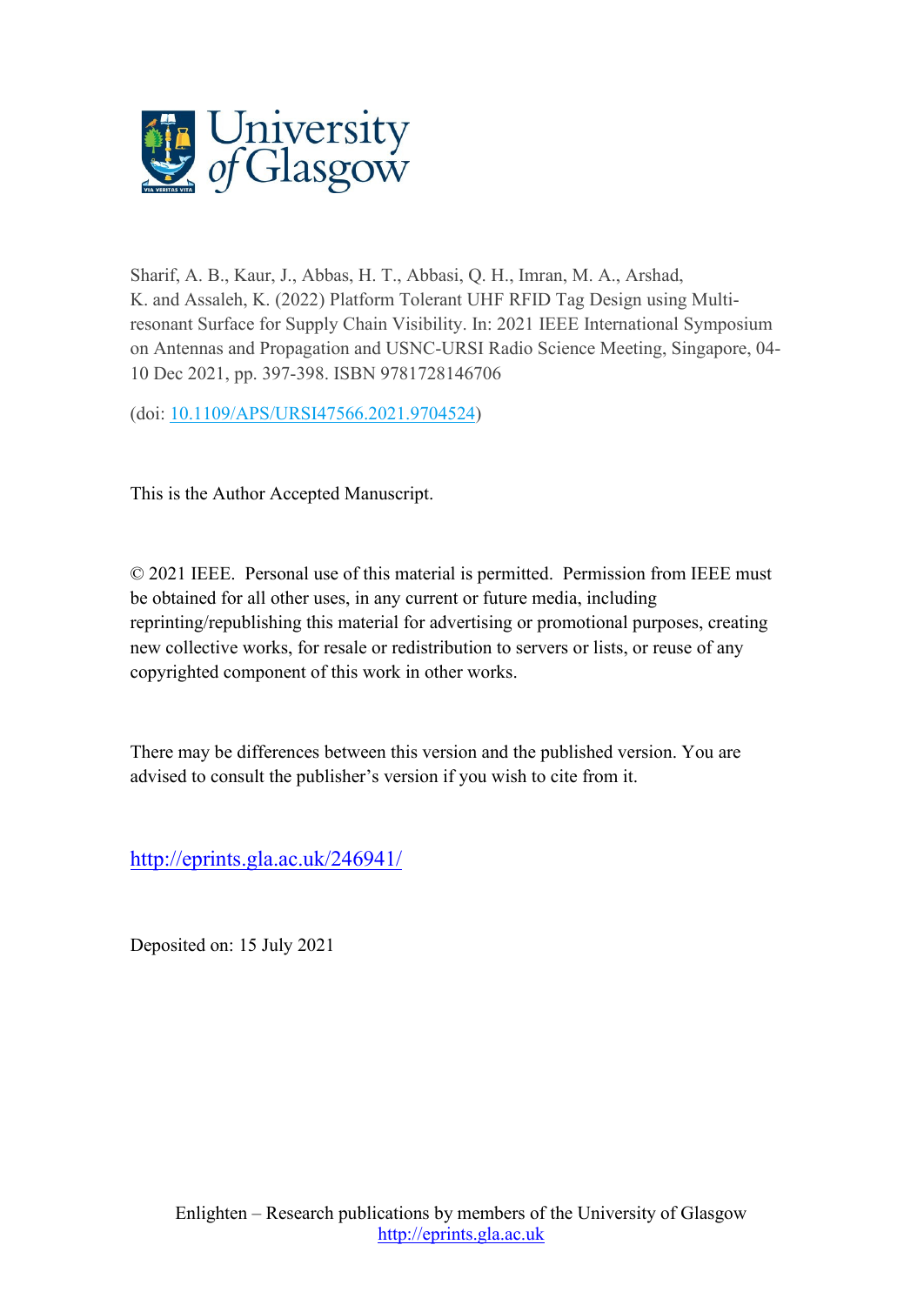University of Glasgow

Sharif, A. B., Kaur, J., Abbas, H. T., Abbasi, Q. H., Imran, M. A., Arshad, K. and Assaleh, K. (2022) Platform Tolerant UHF RFID Tag Design using Multi-resonant Surface for Supply Chain Visibility. In: 2021 IEEE International Symposium on Antennas and Propagation and USNC-URSI Radio Science Meeting, Singapore, 04-10 Dec 2021, pp. 397-398. ISBN 9781728146706

(doi: [10.1109/APS/URSI47566.2021.9704524](https://doi.org/10.1109/APS/URSI47566.2021.9704524))

This is the Author Accepted Manuscript.

© 2021 IEEE. Personal use of this material is permitted. Permission from IEEE must be obtained for all other uses, in any current or future media, including reprinting/republishing this material for advertising or promotional purposes, creating new collective works, for resale or redistribution to servers or lists, or reuse of any copyrighted component of this work in other works.

There may be differences between this version and the published version. You are advised to consult the publisher's version if you wish to cite from it.

http://eprints.gla.ac.uk/246941/

Deposited on: 15 July 2021

Enlighten – Research publications by members of the University of Glasgow
http://eprints.gla.ac.uk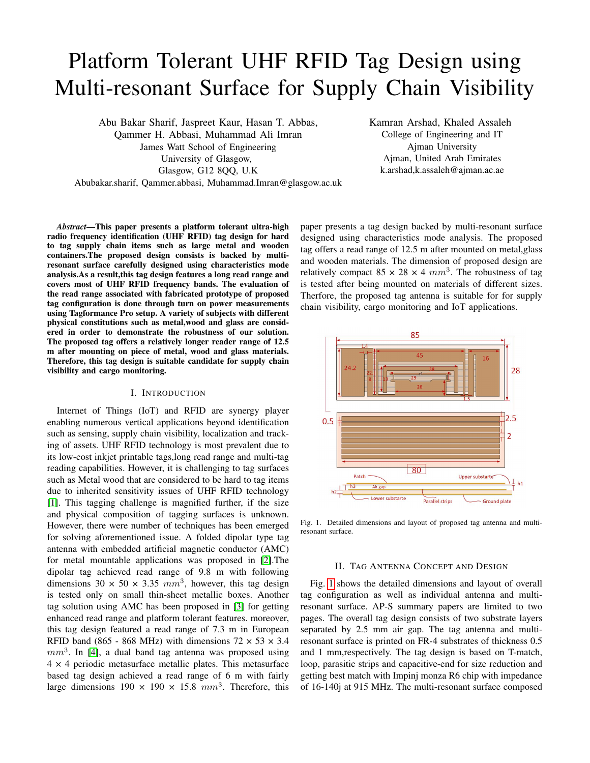# Platform Tolerant UHF RFID Tag Design using Multi-resonant Surface for Supply Chain Visibility

Abu Bakar Sharif, Jaspreet Kaur, Hasan T. Abbas, Qammer H. Abbasi, Muhammad Ali Imran
James Watt School of Engineering
University of Glasgow,
Glasgow, G12 8QQ, U.K
Abubakar.sharif, Qammer.abbasi, Muhammad.Imran@glasgow.ac.uk

Kamran Arshad, Khaled Assaleh
College of Engineering and IT
Ajman University
Ajman, United Arab Emirates
k.arshad,k.assaleh@ajman.ac.ae

***Abstract*—This paper presents a platform tolerant ultra-high radio frequency identification (UHF RFID) tag design for hard to tag supply chain items such as large metal and wooden containers.The proposed design consists is backed by multi-resonant surface carefully designed using characteristics mode analysis.As a result,this tag design features a long read range and covers most of UHF RFID frequency bands. The evaluation of the read range associated with fabricated prototype of proposed tag configuration is done through turn on power measurements using Tagformance Pro setup. A variety of subjects with different physical constitutions such as metal,wood and glass are considered in order to demonstrate the robustness of our solution. The proposed tag offers a relatively longer reader range of 12.5 m after mounting on piece of metal, wood and glass materials. Therefore, this tag design is suitable candidate for supply chain visibility and cargo monitoring.**

## I. Introduction

Internet of Things (IoT) and RFID are synergy player enabling numerous vertical applications beyond identification such as sensing, supply chain visibility, localization and tracking of assets. UHF RFID technology is most prevalent due to its low-cost inkjet printable tags,long read range and multi-tag reading capabilities. However, it is challenging to tag surfaces such as Metal wood that are considered to be hard to tag items due to inherited sensitivity issues of UHF RFID technology [1]. This tagging challenge is magnified further, if the size and physical composition of tagging surfaces is unknown. However, there were number of techniques has been emerged for solving aforementioned issue. A folded dipolar type tag antenna with embedded artificial magnetic conductor (AMC) for metal mountable applications was proposed in [2].The dipolar tag achieved read range of 9.8 m with following dimensions 30 × 50 × 3.35 $mm^3$, however, this tag design is tested only on small thin-sheet metallic boxes. Another tag solution using AMC has been proposed in [3] for getting enhanced read range and platform tolerant features. moreover, this tag design featured a read range of 7.3 m in European RFID band (865 - 868 MHz) with dimensions 72 × 53 × 3.4 $mm^3$. In [4], a dual band tag antenna was proposed using 4 × 4 periodic metasurface metallic plates. This metasurface based tag design achieved a read range of 6 m with fairly large dimensions 190 × 190 × 15.8 $mm^3$. Therefore, this paper presents a tag design backed by multi-resonant surface designed using characteristics mode analysis. The proposed tag offers a read range of 12.5 m after mounted on metal,glass and wooden materials. The dimension of proposed design are relatively compact 85 × 28 × 4 $mm^3$. The robustness of tag is tested after being mounted on materials of different sizes. Therfore, the proposed tag antenna is suitable for for supply chain visibility, cargo monitoring and IoT applications.

Fig. 1. Detailed dimensions and layout of proposed tag antenna and multi-resonant surface.

## II. Tag Antenna Concept and Design

Fig. 1 shows the detailed dimensions and layout of overall tag configuration as well as individual antenna and multi-resonant surface. AP-S summary papers are limited to two pages. The overall tag design consists of two substrate layers separated by 2.5 mm air gap. The tag antenna and multi-resonant surface is printed on FR-4 substrates of thickness 0.5 and 1 mm,respectively. The tag design is based on T-match, loop, parasitic strips and capacitive-end for size reduction and getting best match with Impinj monza R6 chip with impedance of 16-140j at 915 MHz. The multi-resonant surface composed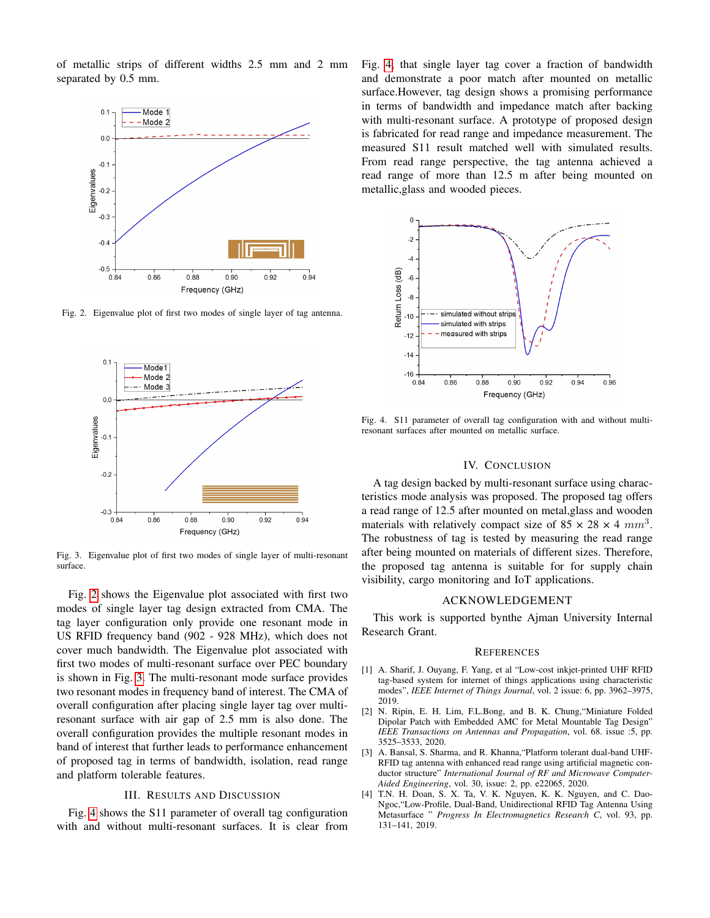of metallic strips of different widths 2.5 mm and 2 mm separated by 0.5 mm.

Mode 1
Mode 2
Eigenvalues
Frequency (GHz)
0.1
0.0
-0.1
-0.2
-0.3
-0.4
-0.5
0.84
0.86
0.88
0.90
0.92
0.94

Fig. 2. Eigenvalue plot of first two modes of single layer of tag antenna.

Mode1
Mode 2
Mode 3
Eigenvalues
Frequency (GHz)
0.1
0.0
-0.1
-0.2
-0.3
0.84
0.86
0.88
0.90
0.92
0.94

Fig. 3. Eigenvalue plot of first two modes of single layer of multi-resonant surface.

Fig. 2 shows the Eigenvalue plot associated with first two modes of single layer tag design extracted from CMA. The tag layer configuration only provide one resonant mode in US RFID frequency band (902 - 928 MHz), which does not cover much bandwidth. The Eigenvalue plot associated with first two modes of multi-resonant surface over PEC boundary is shown in Fig. 3. The multi-resonant mode surface provides two resonant modes in frequency band of interest. The CMA of overall configuration after placing single layer tag over multi-resonant surface with air gap of 2.5 mm is also done. The overall configuration provides the multiple resonant modes in band of interest that further leads to performance enhancement of proposed tag in terms of bandwidth, isolation, read range and platform tolerable features.

## III. Results and Discussion

Fig. 4 shows the S11 parameter of overall tag configuration with and without multi-resonant surfaces. It is clear from Fig. 4, that single layer tag cover a fraction of bandwidth and demonstrate a poor match after mounted on metallic surface.However, tag design shows a promising performance in terms of bandwidth and impedance match after backing with multi-resonant surface. A prototype of proposed design is fabricated for read range and impedance measurement. The measured S11 result matched well with simulated results. From read range perspective, the tag antenna achieved a read range of more than 12.5 m after being mounted on metallic,glass and wooded pieces.

simulated without strips
simulated with strips
measured with strips
Return Loss (dB)
Frequency (GHz)
0
-2
-4
-6
-8
-10
-12
-14
-16
0.84
0.86
0.88
0.90
0.92
0.94
0.96

Fig. 4. S11 parameter of overall tag configuration with and without multi-resonant surfaces after mounted on metallic surface.

## IV. Conclusion

A tag design backed by multi-resonant surface using characteristics mode analysis was proposed. The proposed tag offers a read range of 12.5 after mounted on metal,glass and wooden materials with relatively compact size of 85 × 28 × 4 $mm^3$. The robustness of tag is tested by measuring the read range after being mounted on materials of different sizes. Therefore, the proposed tag antenna is suitable for for supply chain visibility, cargo monitoring and IoT applications.

## Acknowledgement

This work is supported bynthe Ajman University Internal Research Grant.

## References

[1] A. Sharif, J. Ouyang, F. Yang, et al "Low-cost inkjet-printed UHF RFID tag-based system for internet of things applications using characteristic modes", *IEEE Internet of Things Journal*, vol. 2 issue: 6, pp. 3962–3975, 2019.

[2] N. Ripin, E. H. Lim, F.L.Bong, and B. K. Chung,"Miniature Folded Dipolar Patch with Embedded AMC for Metal Mountable Tag Design" *IEEE Transactions on Antennas and Propagation*, vol. 68. issue :5, pp. 3525–3533, 2020.

[3] A. Bansal, S. Sharma, and R. Khanna,"Platform tolerant dual-band UHF-RFID tag antenna with enhanced read range using artificial magnetic conductor structure" *International Journal of RF and Microwave Computer-Aided Engineering*, vol. 30, issue: 2, pp. e22065, 2020.

[4] T.N. H. Doan, S. X. Ta, V. K. Nguyen, K. K. Nguyen, and C. Dao-Ngoc,"Low-Profile, Dual-Band, Unidirectional RFID Tag Antenna Using Metasurface " *Progress In Electromagnetics Research C*, vol. 93, pp. 131–141, 2019.